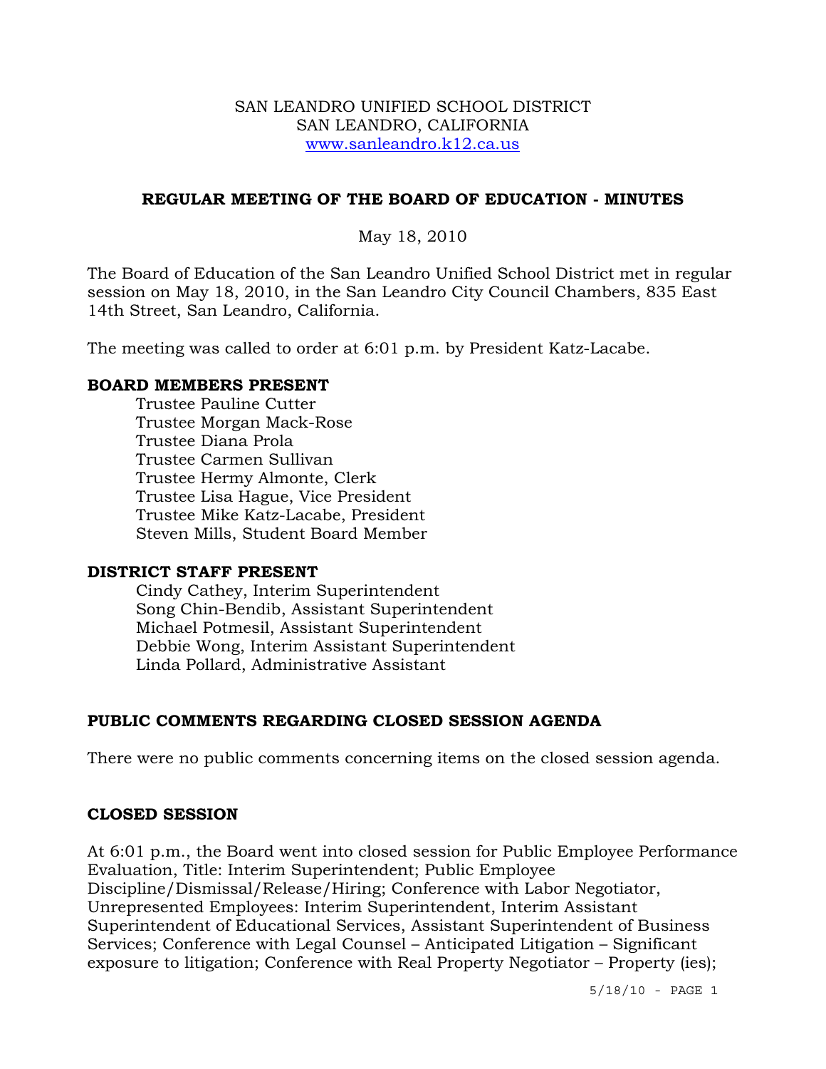SAN LEANDRO UNIFIED SCHOOL DISTRICT
SAN LEANDRO, CALIFORNIA
www.sanleandro.k12.ca.us

## REGULAR MEETING OF THE BOARD OF EDUCATION - MINUTES

May 18, 2010

The Board of Education of the San Leandro Unified School District met in regular session on May 18, 2010, in the San Leandro City Council Chambers, 835 East 14th Street, San Leandro, California.

The meeting was called to order at 6:01 p.m. by President Katz-Lacabe.

### BOARD MEMBERS PRESENT

Trustee Pauline Cutter
Trustee Morgan Mack-Rose
Trustee Diana Prola
Trustee Carmen Sullivan
Trustee Hermy Almonte, Clerk
Trustee Lisa Hague, Vice President
Trustee Mike Katz-Lacabe, President
Steven Mills, Student Board Member

### DISTRICT STAFF PRESENT

Cindy Cathey, Interim Superintendent
Song Chin-Bendib, Assistant Superintendent
Michael Potmesil, Assistant Superintendent
Debbie Wong, Interim Assistant Superintendent
Linda Pollard, Administrative Assistant

### PUBLIC COMMENTS REGARDING CLOSED SESSION AGENDA

There were no public comments concerning items on the closed session agenda.

### CLOSED SESSION

At 6:01 p.m., the Board went into closed session for Public Employee Performance Evaluation, Title: Interim Superintendent; Public Employee Discipline/Dismissal/Release/Hiring; Conference with Labor Negotiator, Unrepresented Employees: Interim Superintendent, Interim Assistant Superintendent of Educational Services, Assistant Superintendent of Business Services; Conference with Legal Counsel – Anticipated Litigation – Significant exposure to litigation; Conference with Real Property Negotiator – Property (ies);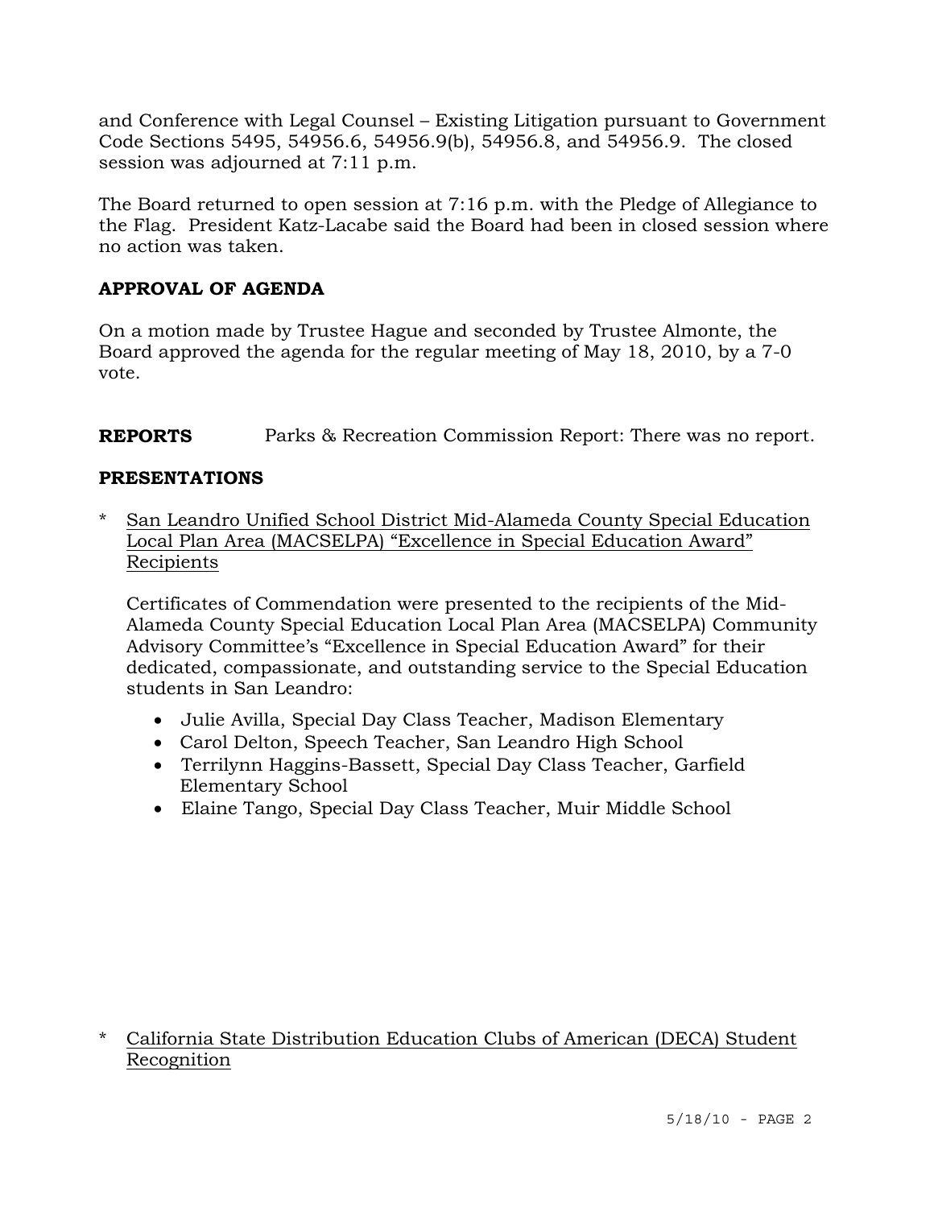and Conference with Legal Counsel – Existing Litigation pursuant to Government Code Sections 5495, 54956.6, 54956.9(b), 54956.8, and 54956.9. The closed session was adjourned at 7:11 p.m.

The Board returned to open session at 7:16 p.m. with the Pledge of Allegiance to the Flag. President Katz-Lacabe said the Board had been in closed session where no action was taken.

**APPROVAL OF AGENDA**

On a motion made by Trustee Hague and seconded by Trustee Almonte, the Board approved the agenda for the regular meeting of May 18, 2010, by a 7-0 vote.

**REPORTS** Parks & Recreation Commission Report: There was no report.

**PRESENTATIONS**

* <u>San Leandro Unified School District Mid-Alameda County Special Education Local Plan Area (MACSELPA) "Excellence in Special Education Award" Recipients</u>

  Certificates of Commendation were presented to the recipients of the Mid-Alameda County Special Education Local Plan Area (MACSELPA) Community Advisory Committee's "Excellence in Special Education Award" for their dedicated, compassionate, and outstanding service to the Special Education students in San Leandro:

  - Julie Avilla, Special Day Class Teacher, Madison Elementary
  - Carol Delton, Speech Teacher, San Leandro High School
  - Terrilynn Haggins-Bassett, Special Day Class Teacher, Garfield Elementary School
  - Elaine Tango, Special Day Class Teacher, Muir Middle School

* <u>California State Distribution Education Clubs of American (DECA) Student Recognition</u>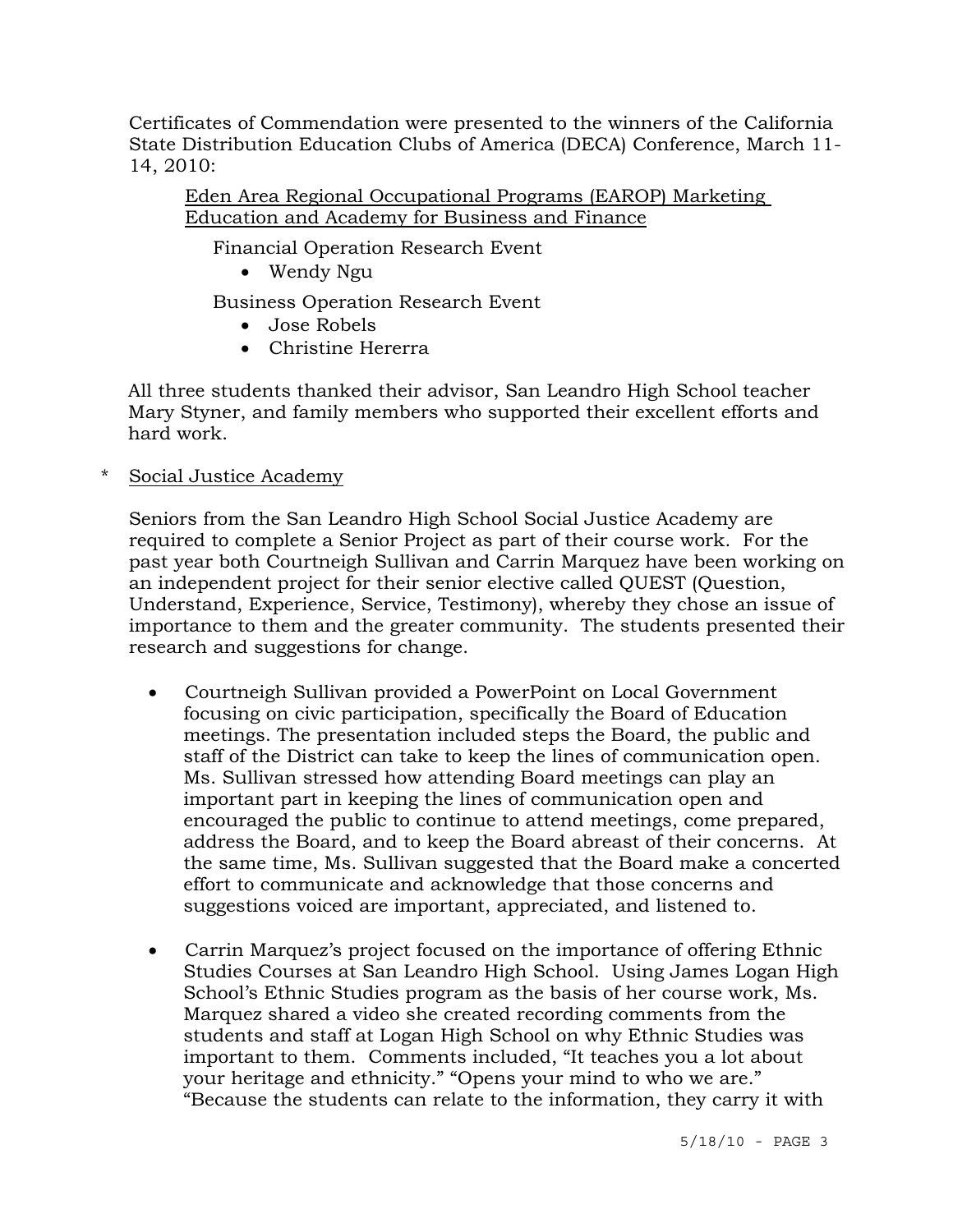Certificates of Commendation were presented to the winners of the California State Distribution Education Clubs of America (DECA) Conference, March 11-14, 2010:

<u>Eden Area Regional Occupational Programs (EAROP) Marketing Education and Academy for Business and Finance</u>

Financial Operation Research Event

- Wendy Ngu

Business Operation Research Event

- Jose Robels
- Christine Hererra

All three students thanked their advisor, San Leandro High School teacher Mary Styner, and family members who supported their excellent efforts and hard work.

\* <u>Social Justice Academy</u>

Seniors from the San Leandro High School Social Justice Academy are required to complete a Senior Project as part of their course work. For the past year both Courtneigh Sullivan and Carrin Marquez have been working on an independent project for their senior elective called QUEST (Question, Understand, Experience, Service, Testimony), whereby they chose an issue of importance to them and the greater community. The students presented their research and suggestions for change.

- Courtneigh Sullivan provided a PowerPoint on Local Government focusing on civic participation, specifically the Board of Education meetings. The presentation included steps the Board, the public and staff of the District can take to keep the lines of communication open. Ms. Sullivan stressed how attending Board meetings can play an important part in keeping the lines of communication open and encouraged the public to continue to attend meetings, come prepared, address the Board, and to keep the Board abreast of their concerns. At the same time, Ms. Sullivan suggested that the Board make a concerted effort to communicate and acknowledge that those concerns and suggestions voiced are important, appreciated, and listened to.

- Carrin Marquez's project focused on the importance of offering Ethnic Studies Courses at San Leandro High School. Using James Logan High School's Ethnic Studies program as the basis of her course work, Ms. Marquez shared a video she created recording comments from the students and staff at Logan High School on why Ethnic Studies was important to them. Comments included, "It teaches you a lot about your heritage and ethnicity." "Opens your mind to who we are." "Because the students can relate to the information, they carry it with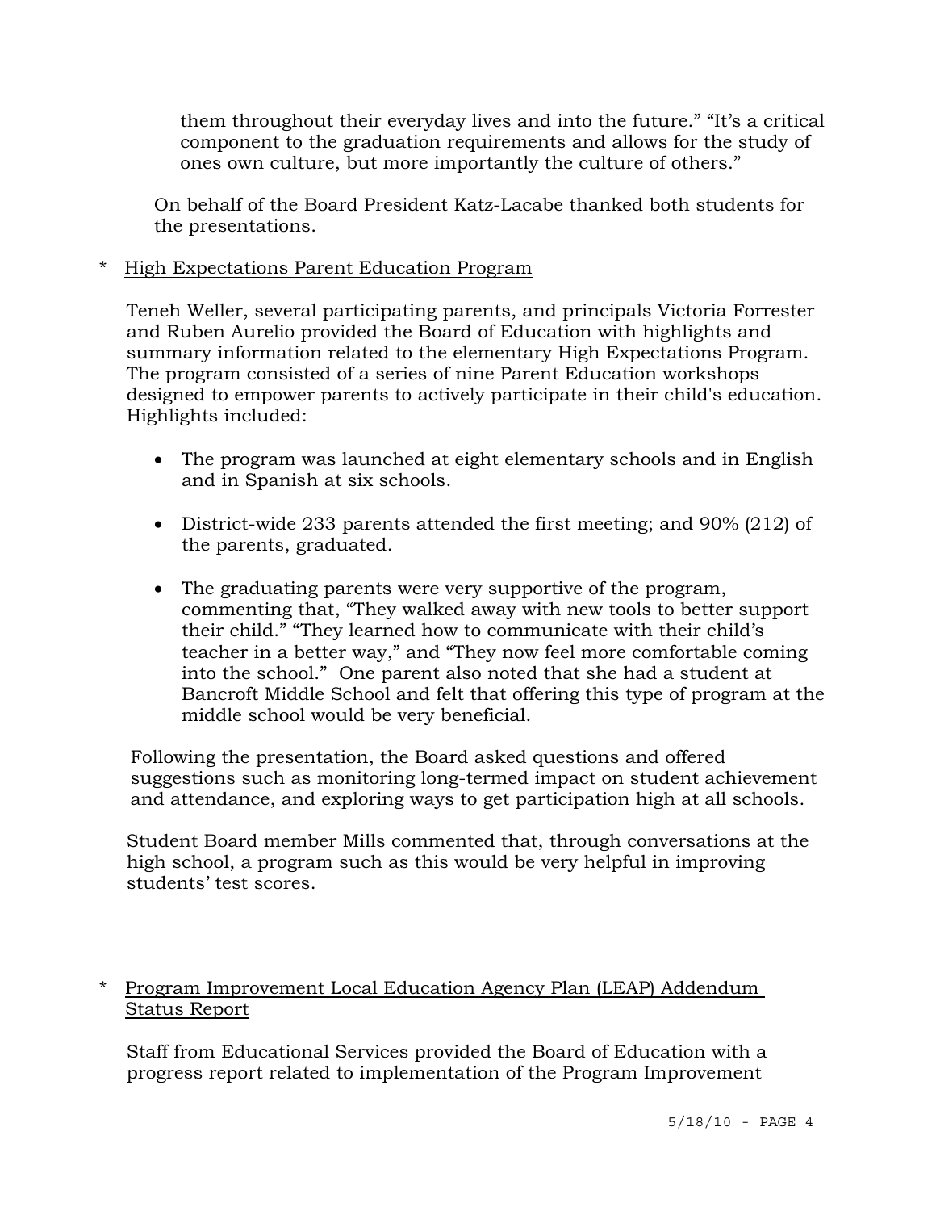them throughout their everyday lives and into the future." "It's a critical component to the graduation requirements and allows for the study of ones own culture, but more importantly the culture of others."

On behalf of the Board President Katz-Lacabe thanked both students for the presentations.

\* High Expectations Parent Education Program

Teneh Weller, several participating parents, and principals Victoria Forrester and Ruben Aurelio provided the Board of Education with highlights and summary information related to the elementary High Expectations Program. The program consisted of a series of nine Parent Education workshops designed to empower parents to actively participate in their child's education. Highlights included:

- The program was launched at eight elementary schools and in English and in Spanish at six schools.
- District-wide 233 parents attended the first meeting; and 90% (212) of the parents, graduated.
- The graduating parents were very supportive of the program, commenting that, "They walked away with new tools to better support their child." "They learned how to communicate with their child's teacher in a better way," and "They now feel more comfortable coming into the school." One parent also noted that she had a student at Bancroft Middle School and felt that offering this type of program at the middle school would be very beneficial.

Following the presentation, the Board asked questions and offered suggestions such as monitoring long-termed impact on student achievement and attendance, and exploring ways to get participation high at all schools.

Student Board member Mills commented that, through conversations at the high school, a program such as this would be very helpful in improving students' test scores.

\* Program Improvement Local Education Agency Plan (LEAP) Addendum Status Report

Staff from Educational Services provided the Board of Education with a progress report related to implementation of the Program Improvement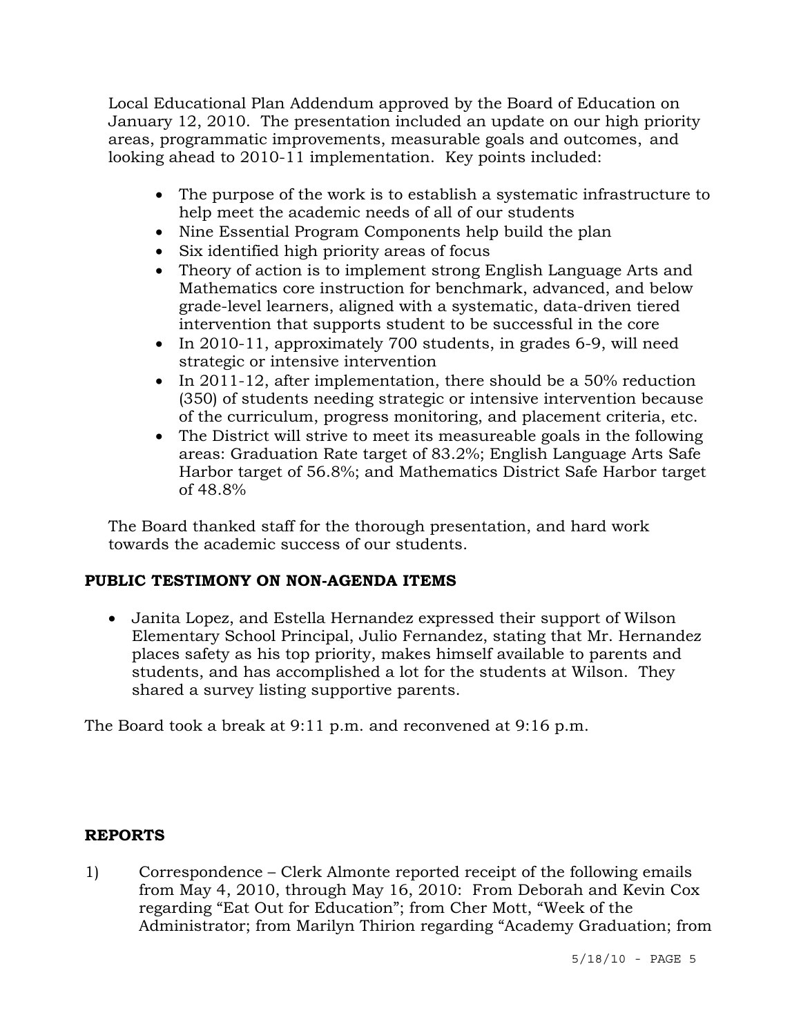Local Educational Plan Addendum approved by the Board of Education on January 12, 2010. The presentation included an update on our high priority areas, programmatic improvements, measurable goals and outcomes, and looking ahead to 2010-11 implementation. Key points included:

- The purpose of the work is to establish a systematic infrastructure to help meet the academic needs of all of our students
- Nine Essential Program Components help build the plan
- Six identified high priority areas of focus
- Theory of action is to implement strong English Language Arts and Mathematics core instruction for benchmark, advanced, and below grade-level learners, aligned with a systematic, data-driven tiered intervention that supports student to be successful in the core
- In 2010-11, approximately 700 students, in grades 6-9, will need strategic or intensive intervention
- In 2011-12, after implementation, there should be a 50% reduction (350) of students needing strategic or intensive intervention because of the curriculum, progress monitoring, and placement criteria, etc.
- The District will strive to meet its measureable goals in the following areas: Graduation Rate target of 83.2%; English Language Arts Safe Harbor target of 56.8%; and Mathematics District Safe Harbor target of 48.8%

The Board thanked staff for the thorough presentation, and hard work towards the academic success of our students.

**PUBLIC TESTIMONY ON NON-AGENDA ITEMS**

- Janita Lopez, and Estella Hernandez expressed their support of Wilson Elementary School Principal, Julio Fernandez, stating that Mr. Hernandez places safety as his top priority, makes himself available to parents and students, and has accomplished a lot for the students at Wilson. They shared a survey listing supportive parents.

The Board took a break at 9:11 p.m. and reconvened at 9:16 p.m.

**REPORTS**

1) Correspondence – Clerk Almonte reported receipt of the following emails from May 4, 2010, through May 16, 2010: From Deborah and Kevin Cox regarding "Eat Out for Education"; from Cher Mott, "Week of the Administrator; from Marilyn Thirion regarding "Academy Graduation; from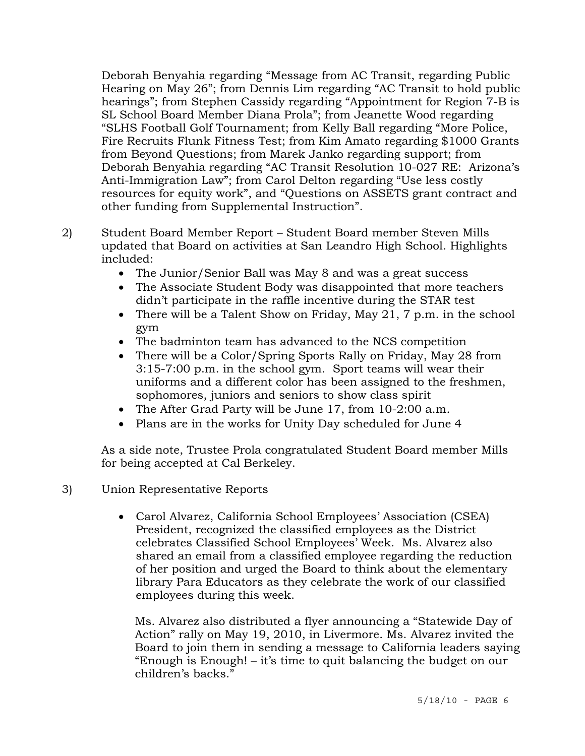Deborah Benyahia regarding "Message from AC Transit, regarding Public Hearing on May 26"; from Dennis Lim regarding "AC Transit to hold public hearings"; from Stephen Cassidy regarding "Appointment for Region 7-B is SL School Board Member Diana Prola"; from Jeanette Wood regarding "SLHS Football Golf Tournament; from Kelly Ball regarding "More Police, Fire Recruits Flunk Fitness Test; from Kim Amato regarding $1000 Grants from Beyond Questions; from Marek Janko regarding support; from Deborah Benyahia regarding "AC Transit Resolution 10-027 RE: Arizona's Anti-Immigration Law"; from Carol Delton regarding "Use less costly resources for equity work", and "Questions on ASSETS grant contract and other funding from Supplemental Instruction".

2) Student Board Member Report – Student Board member Steven Mills updated that Board on activities at San Leandro High School. Highlights included:

   - The Junior/Senior Ball was May 8 and was a great success
   - The Associate Student Body was disappointed that more teachers didn't participate in the raffle incentive during the STAR test
   - There will be a Talent Show on Friday, May 21, 7 p.m. in the school gym
   - The badminton team has advanced to the NCS competition
   - There will be a Color/Spring Sports Rally on Friday, May 28 from 3:15-7:00 p.m. in the school gym. Sport teams will wear their uniforms and a different color has been assigned to the freshmen, sophomores, juniors and seniors to show class spirit
   - The After Grad Party will be June 17, from 10-2:00 a.m.
   - Plans are in the works for Unity Day scheduled for June 4

   As a side note, Trustee Prola congratulated Student Board member Mills for being accepted at Cal Berkeley.

3) Union Representative Reports

   - Carol Alvarez, California School Employees' Association (CSEA) President, recognized the classified employees as the District celebrates Classified School Employees' Week. Ms. Alvarez also shared an email from a classified employee regarding the reduction of her position and urged the Board to think about the elementary library Para Educators as they celebrate the work of our classified employees during this week.

     Ms. Alvarez also distributed a flyer announcing a "Statewide Day of Action" rally on May 19, 2010, in Livermore. Ms. Alvarez invited the Board to join them in sending a message to California leaders saying "Enough is Enough! – it's time to quit balancing the budget on our children's backs."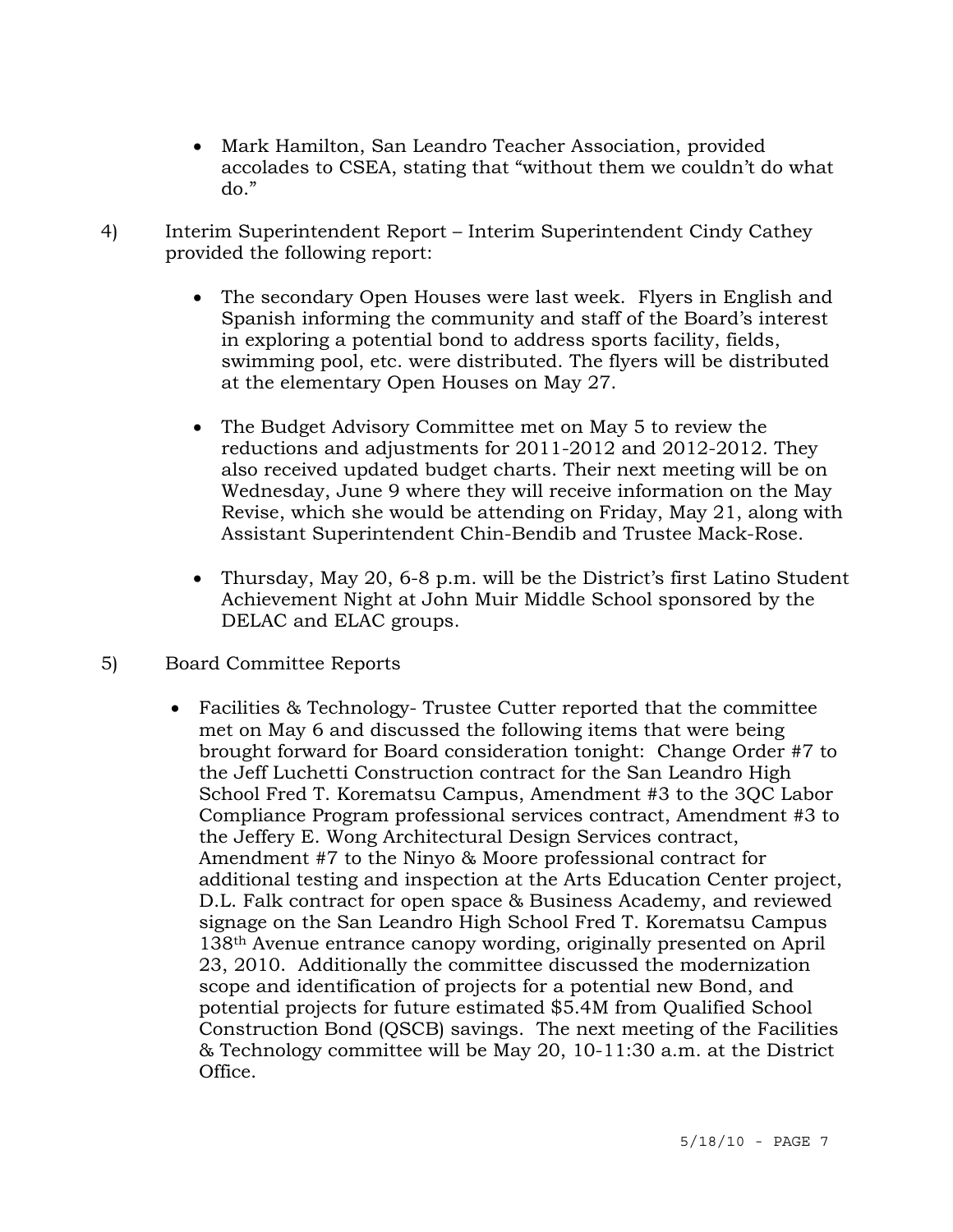- Mark Hamilton, San Leandro Teacher Association, provided accolades to CSEA, stating that "without them we couldn't do what do."

4) Interim Superintendent Report – Interim Superintendent Cindy Cathey provided the following report:

   - The secondary Open Houses were last week. Flyers in English and Spanish informing the community and staff of the Board's interest in exploring a potential bond to address sports facility, fields, swimming pool, etc. were distributed. The flyers will be distributed at the elementary Open Houses on May 27.

   - The Budget Advisory Committee met on May 5 to review the reductions and adjustments for 2011-2012 and 2012-2012. They also received updated budget charts. Their next meeting will be on Wednesday, June 9 where they will receive information on the May Revise, which she would be attending on Friday, May 21, along with Assistant Superintendent Chin-Bendib and Trustee Mack-Rose.

   - Thursday, May 20, 6-8 p.m. will be the District's first Latino Student Achievement Night at John Muir Middle School sponsored by the DELAC and ELAC groups.

5) Board Committee Reports

   - Facilities & Technology- Trustee Cutter reported that the committee met on May 6 and discussed the following items that were being brought forward for Board consideration tonight: Change Order #7 to the Jeff Luchetti Construction contract for the San Leandro High School Fred T. Korematsu Campus, Amendment #3 to the 3QC Labor Compliance Program professional services contract, Amendment #3 to the Jeffery E. Wong Architectural Design Services contract, Amendment #7 to the Ninyo & Moore professional contract for additional testing and inspection at the Arts Education Center project, D.L. Falk contract for open space & Business Academy, and reviewed signage on the San Leandro High School Fred T. Korematsu Campus 138th Avenue entrance canopy wording, originally presented on April 23, 2010. Additionally the committee discussed the modernization scope and identification of projects for a potential new Bond, and potential projects for future estimated $5.4M from Qualified School Construction Bond (QSCB) savings. The next meeting of the Facilities & Technology committee will be May 20, 10-11:30 a.m. at the District Office.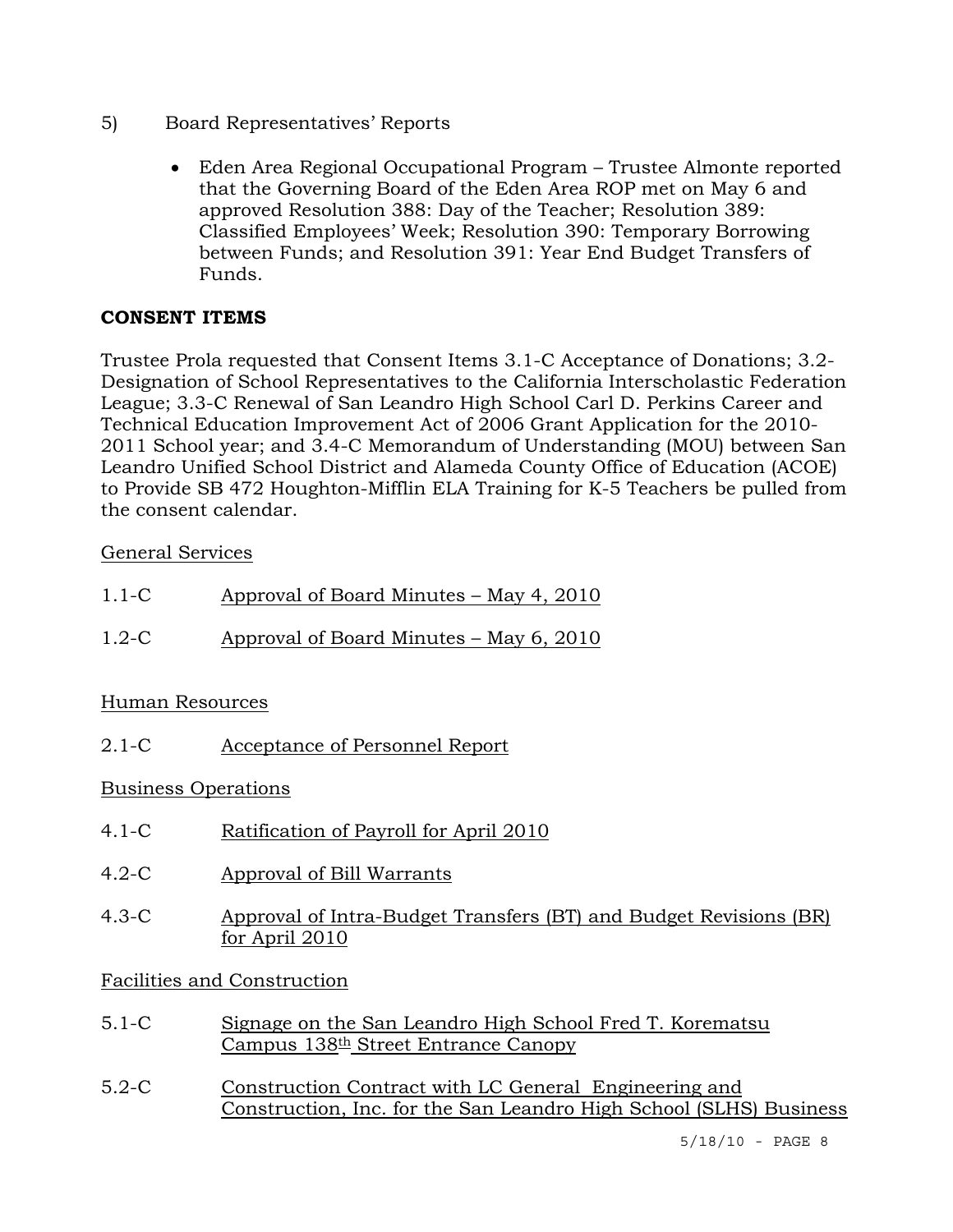5) Board Representatives' Reports

- Eden Area Regional Occupational Program – Trustee Almonte reported that the Governing Board of the Eden Area ROP met on May 6 and approved Resolution 388: Day of the Teacher; Resolution 389: Classified Employees' Week; Resolution 390: Temporary Borrowing between Funds; and Resolution 391: Year End Budget Transfers of Funds.

**CONSENT ITEMS**

Trustee Prola requested that Consent Items 3.1-C Acceptance of Donations; 3.2-Designation of School Representatives to the California Interscholastic Federation League; 3.3-C Renewal of San Leandro High School Carl D. Perkins Career and Technical Education Improvement Act of 2006 Grant Application for the 2010-2011 School year; and 3.4-C Memorandum of Understanding (MOU) between San Leandro Unified School District and Alameda County Office of Education (ACOE) to Provide SB 472 Houghton-Mifflin ELA Training for K-5 Teachers be pulled from the consent calendar.

General Services

1.1-C Approval of Board Minutes – May 4, 2010

1.2-C Approval of Board Minutes – May 6, 2010

Human Resources

2.1-C Acceptance of Personnel Report

Business Operations

4.1-C Ratification of Payroll for April 2010

4.2-C Approval of Bill Warrants

4.3-C Approval of Intra-Budget Transfers (BT) and Budget Revisions (BR) for April 2010

Facilities and Construction

5.1-C Signage on the San Leandro High School Fred T. Korematsu Campus 138th Street Entrance Canopy

5.2-C Construction Contract with LC General Engineering and Construction, Inc. for the San Leandro High School (SLHS) Business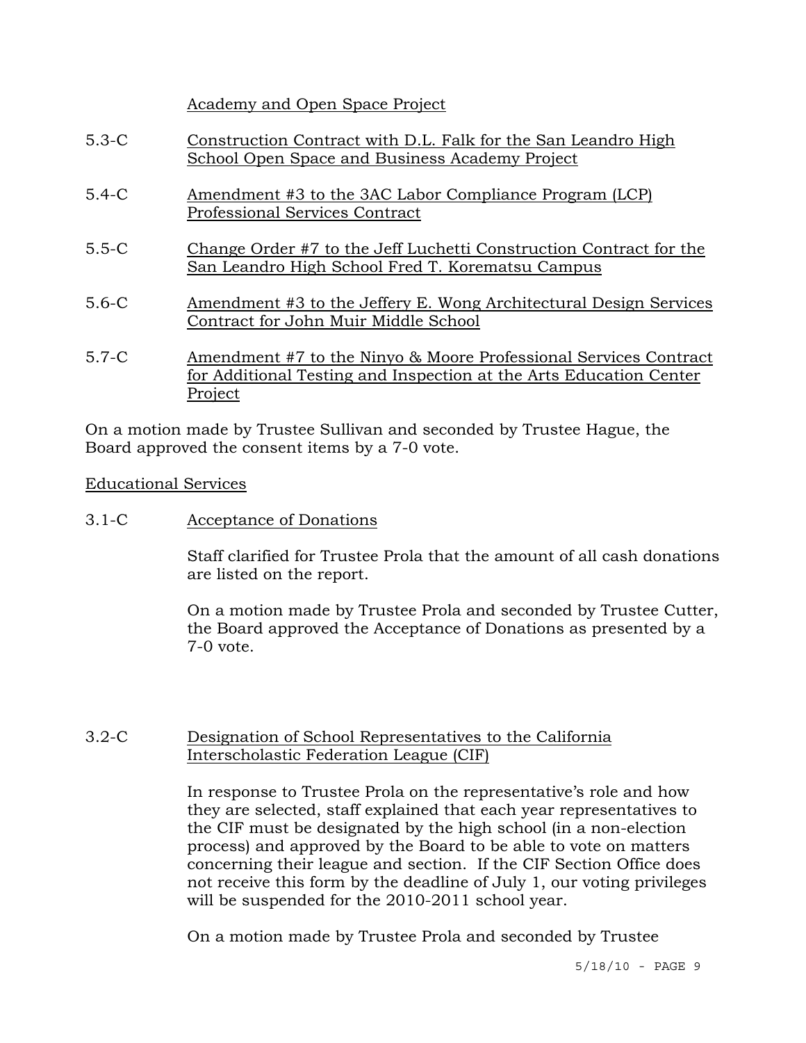Academy and Open Space Project

5.3-C Construction Contract with D.L. Falk for the San Leandro High School Open Space and Business Academy Project

5.4-C Amendment #3 to the 3AC Labor Compliance Program (LCP) Professional Services Contract

5.5-C Change Order #7 to the Jeff Luchetti Construction Contract for the San Leandro High School Fred T. Korematsu Campus

5.6-C Amendment #3 to the Jeffery E. Wong Architectural Design Services Contract for John Muir Middle School

5.7-C Amendment #7 to the Ninyo & Moore Professional Services Contract for Additional Testing and Inspection at the Arts Education Center Project

On a motion made by Trustee Sullivan and seconded by Trustee Hague, the Board approved the consent items by a 7-0 vote.

Educational Services

3.1-C Acceptance of Donations

Staff clarified for Trustee Prola that the amount of all cash donations are listed on the report.

On a motion made by Trustee Prola and seconded by Trustee Cutter, the Board approved the Acceptance of Donations as presented by a 7-0 vote.

3.2-C Designation of School Representatives to the California Interscholastic Federation League (CIF)

In response to Trustee Prola on the representative's role and how they are selected, staff explained that each year representatives to the CIF must be designated by the high school (in a non-election process) and approved by the Board to be able to vote on matters concerning their league and section. If the CIF Section Office does not receive this form by the deadline of July 1, our voting privileges will be suspended for the 2010-2011 school year.

On a motion made by Trustee Prola and seconded by Trustee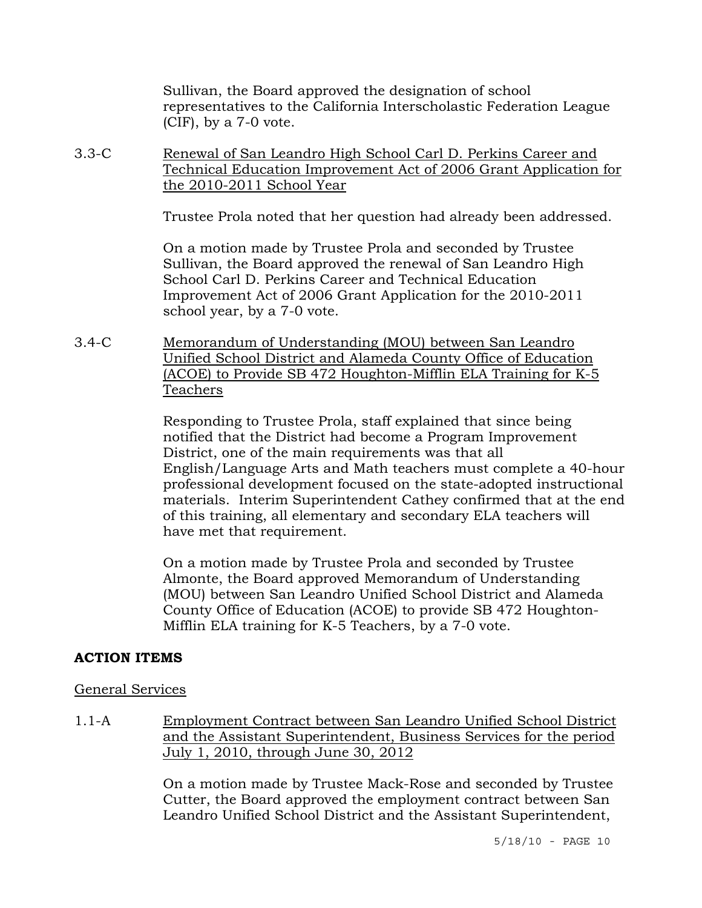Sullivan, the Board approved the designation of school representatives to the California Interscholastic Federation League (CIF), by a 7-0 vote.

3.3-C <u>Renewal of San Leandro High School Carl D. Perkins Career and Technical Education Improvement Act of 2006 Grant Application for the 2010-2011 School Year</u>

Trustee Prola noted that her question had already been addressed.

On a motion made by Trustee Prola and seconded by Trustee Sullivan, the Board approved the renewal of San Leandro High School Carl D. Perkins Career and Technical Education Improvement Act of 2006 Grant Application for the 2010-2011 school year, by a 7-0 vote.

3.4-C <u>Memorandum of Understanding (MOU) between San Leandro Unified School District and Alameda County Office of Education (ACOE) to Provide SB 472 Houghton-Mifflin ELA Training for K-5 Teachers</u>

Responding to Trustee Prola, staff explained that since being notified that the District had become a Program Improvement District, one of the main requirements was that all English/Language Arts and Math teachers must complete a 40-hour professional development focused on the state-adopted instructional materials. Interim Superintendent Cathey confirmed that at the end of this training, all elementary and secondary ELA teachers will have met that requirement.

On a motion made by Trustee Prola and seconded by Trustee Almonte, the Board approved Memorandum of Understanding (MOU) between San Leandro Unified School District and Alameda County Office of Education (ACOE) to provide SB 472 Houghton-Mifflin ELA training for K-5 Teachers, by a 7-0 vote.

## ACTION ITEMS

<u>General Services</u>

1.1-A <u>Employment Contract between San Leandro Unified School District and the Assistant Superintendent, Business Services for the period July 1, 2010, through June 30, 2012</u>

On a motion made by Trustee Mack-Rose and seconded by Trustee Cutter, the Board approved the employment contract between San Leandro Unified School District and the Assistant Superintendent,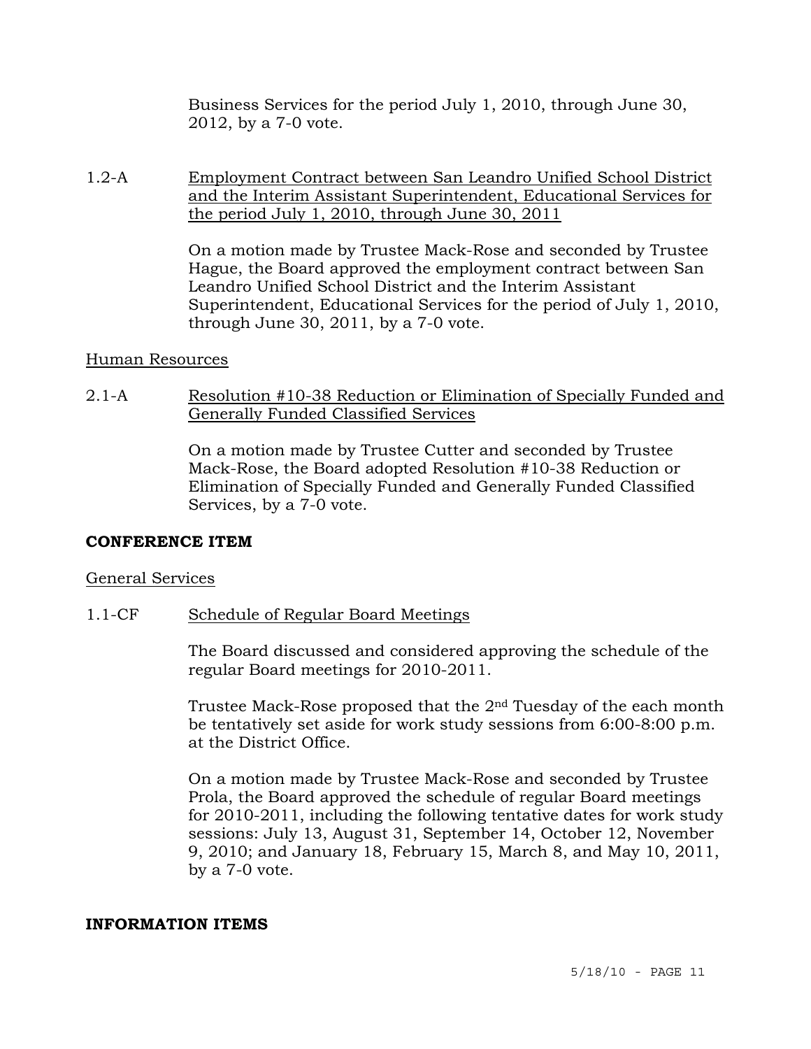Business Services for the period July 1, 2010, through June 30, 2012, by a 7-0 vote.

1.2-A <u>Employment Contract between San Leandro Unified School District and the Interim Assistant Superintendent, Educational Services for the period July 1, 2010, through June 30, 2011</u>

On a motion made by Trustee Mack-Rose and seconded by Trustee Hague, the Board approved the employment contract between San Leandro Unified School District and the Interim Assistant Superintendent, Educational Services for the period of July 1, 2010, through June 30, 2011, by a 7-0 vote.

<u>Human Resources</u>

2.1-A <u>Resolution #10-38 Reduction or Elimination of Specially Funded and Generally Funded Classified Services</u>

On a motion made by Trustee Cutter and seconded by Trustee Mack-Rose, the Board adopted Resolution #10-38 Reduction or Elimination of Specially Funded and Generally Funded Classified Services, by a 7-0 vote.

**CONFERENCE ITEM**

<u>General Services</u>

1.1-CF <u>Schedule of Regular Board Meetings</u>

The Board discussed and considered approving the schedule of the regular Board meetings for 2010-2011.

Trustee Mack-Rose proposed that the 2nd Tuesday of the each month be tentatively set aside for work study sessions from 6:00-8:00 p.m. at the District Office.

On a motion made by Trustee Mack-Rose and seconded by Trustee Prola, the Board approved the schedule of regular Board meetings for 2010-2011, including the following tentative dates for work study sessions: July 13, August 31, September 14, October 12, November 9, 2010; and January 18, February 15, March 8, and May 10, 2011, by a 7-0 vote.

**INFORMATION ITEMS**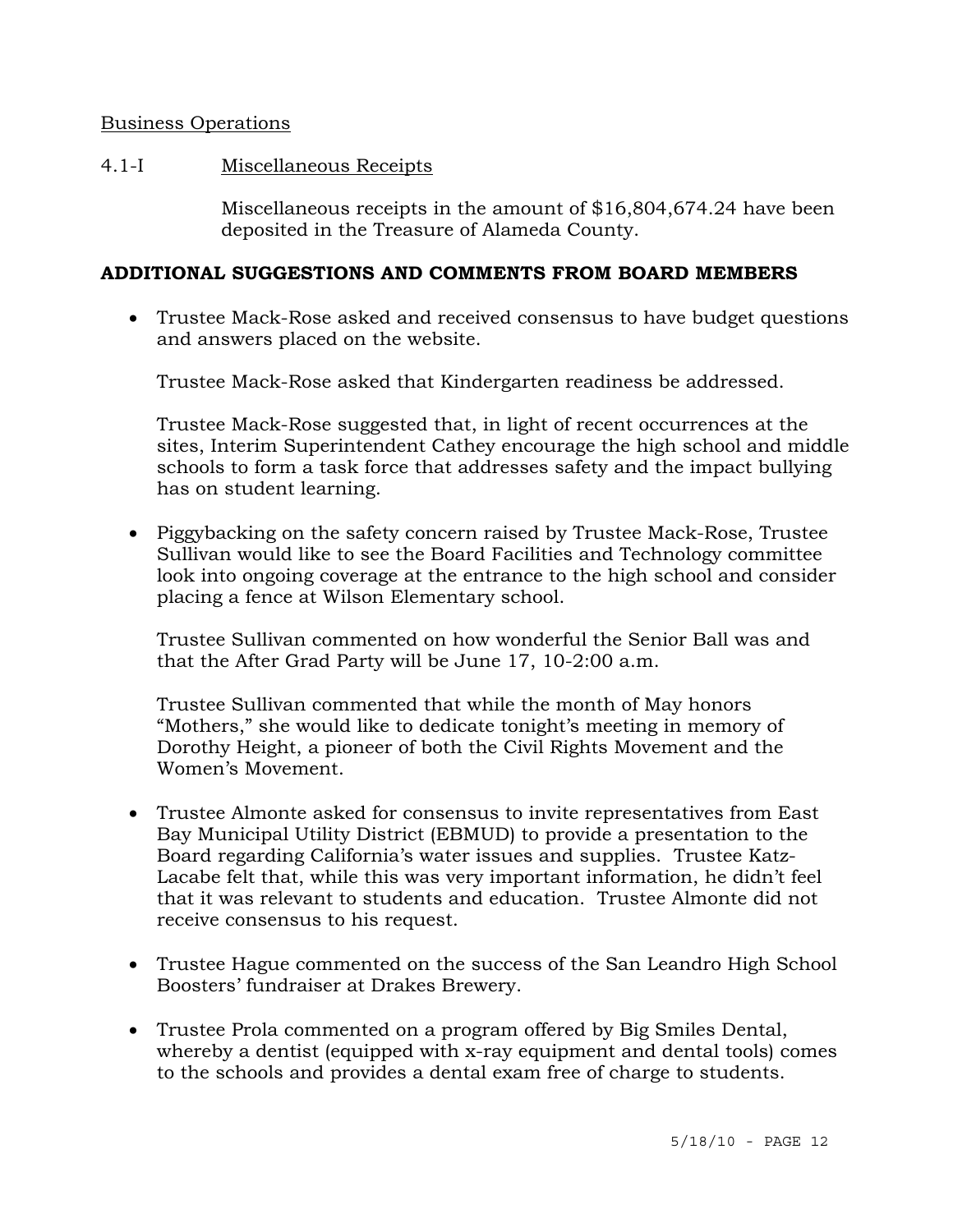Business Operations

4.1-I Miscellaneous Receipts

Miscellaneous receipts in the amount of $16,804,674.24 have been deposited in the Treasure of Alameda County.

**ADDITIONAL SUGGESTIONS AND COMMENTS FROM BOARD MEMBERS**

- Trustee Mack-Rose asked and received consensus to have budget questions and answers placed on the website.

  Trustee Mack-Rose asked that Kindergarten readiness be addressed.

  Trustee Mack-Rose suggested that, in light of recent occurrences at the sites, Interim Superintendent Cathey encourage the high school and middle schools to form a task force that addresses safety and the impact bullying has on student learning.

- Piggybacking on the safety concern raised by Trustee Mack-Rose, Trustee Sullivan would like to see the Board Facilities and Technology committee look into ongoing coverage at the entrance to the high school and consider placing a fence at Wilson Elementary school.

  Trustee Sullivan commented on how wonderful the Senior Ball was and that the After Grad Party will be June 17, 10-2:00 a.m.

  Trustee Sullivan commented that while the month of May honors "Mothers," she would like to dedicate tonight's meeting in memory of Dorothy Height, a pioneer of both the Civil Rights Movement and the Women's Movement.

- Trustee Almonte asked for consensus to invite representatives from East Bay Municipal Utility District (EBMUD) to provide a presentation to the Board regarding California's water issues and supplies. Trustee Katz-Lacabe felt that, while this was very important information, he didn't feel that it was relevant to students and education. Trustee Almonte did not receive consensus to his request.

- Trustee Hague commented on the success of the San Leandro High School Boosters' fundraiser at Drakes Brewery.

- Trustee Prola commented on a program offered by Big Smiles Dental, whereby a dentist (equipped with x-ray equipment and dental tools) comes to the schools and provides a dental exam free of charge to students.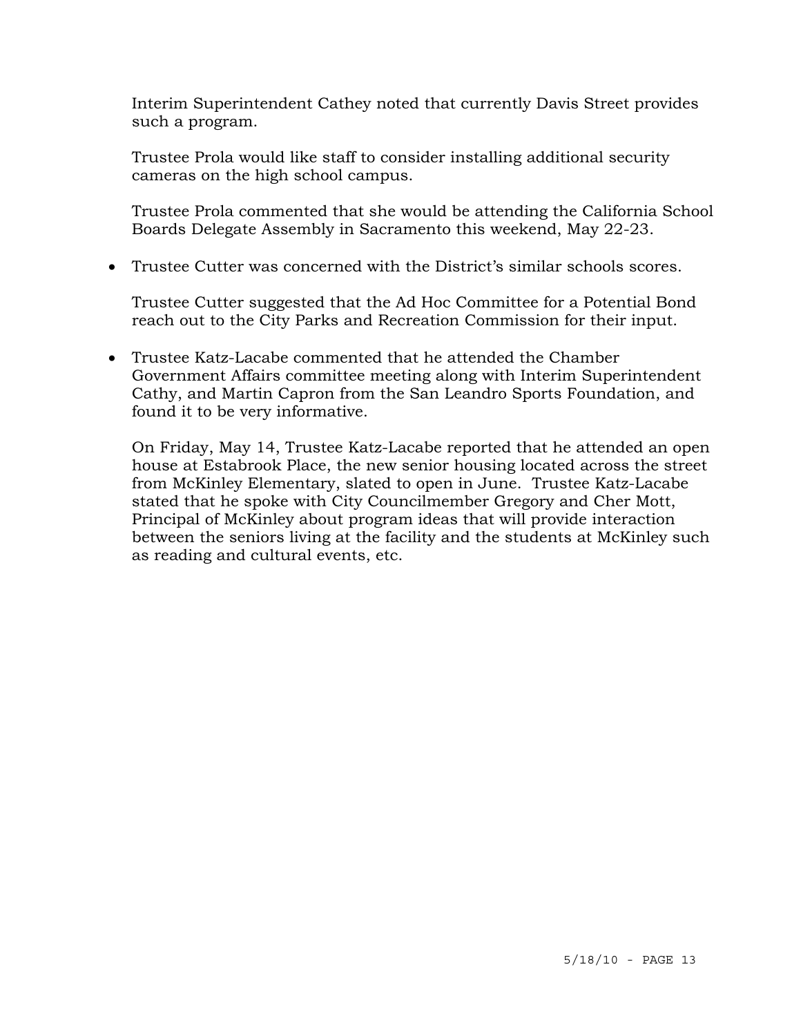Interim Superintendent Cathey noted that currently Davis Street provides such a program.

Trustee Prola would like staff to consider installing additional security cameras on the high school campus.

Trustee Prola commented that she would be attending the California School Boards Delegate Assembly in Sacramento this weekend, May 22-23.

- Trustee Cutter was concerned with the District's similar schools scores.

  Trustee Cutter suggested that the Ad Hoc Committee for a Potential Bond reach out to the City Parks and Recreation Commission for their input.

- Trustee Katz-Lacabe commented that he attended the Chamber Government Affairs committee meeting along with Interim Superintendent Cathy, and Martin Capron from the San Leandro Sports Foundation, and found it to be very informative.

  On Friday, May 14, Trustee Katz-Lacabe reported that he attended an open house at Estabrook Place, the new senior housing located across the street from McKinley Elementary, slated to open in June. Trustee Katz-Lacabe stated that he spoke with City Councilmember Gregory and Cher Mott, Principal of McKinley about program ideas that will provide interaction between the seniors living at the facility and the students at McKinley such as reading and cultural events, etc.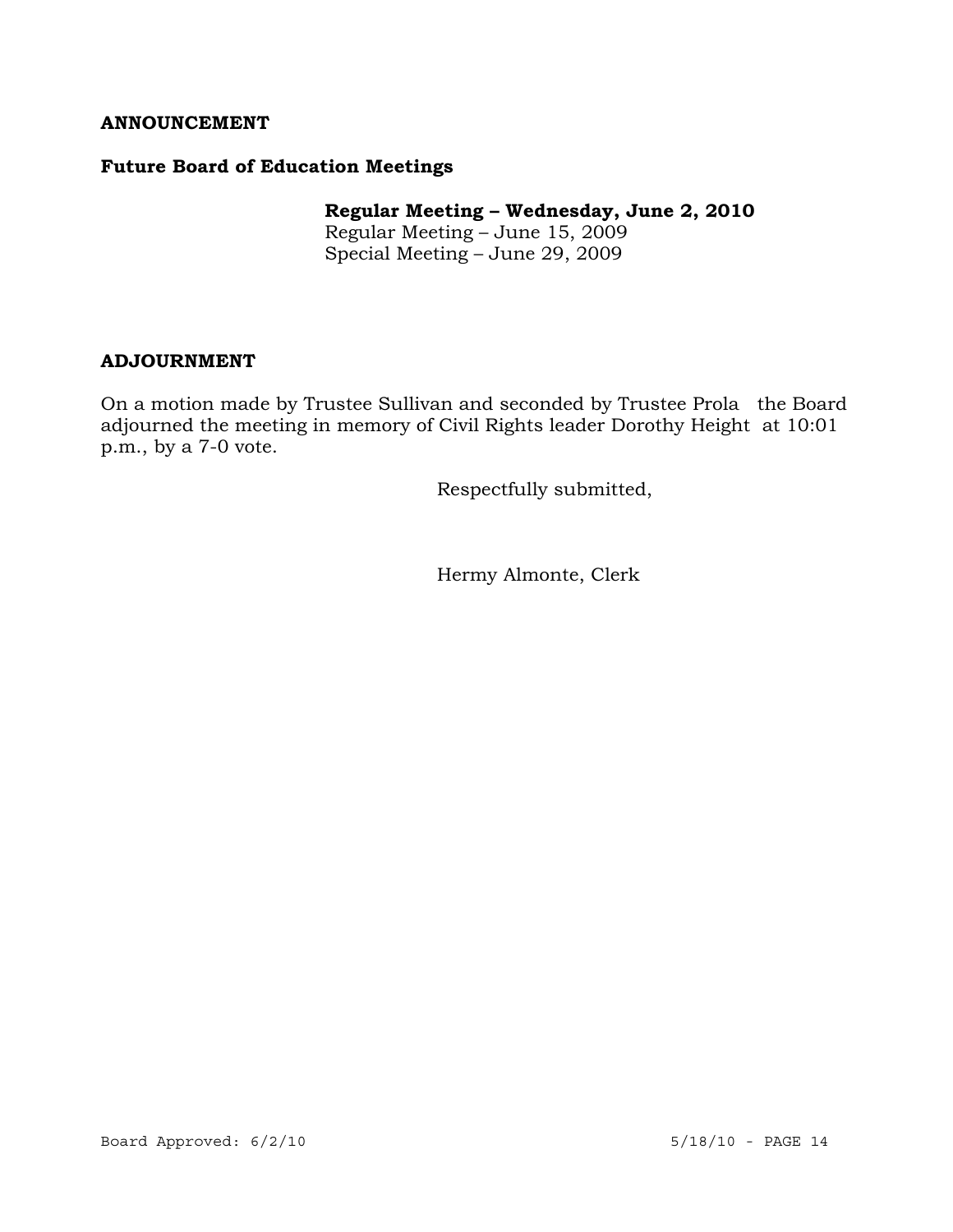**ANNOUNCEMENT**

**Future Board of Education Meetings**

**Regular Meeting – Wednesday, June 2, 2010**
Regular Meeting – June 15, 2009
Special Meeting – June 29, 2009

**ADJOURNMENT**

On a motion made by Trustee Sullivan and seconded by Trustee Prola the Board adjourned the meeting in memory of Civil Rights leader Dorothy Height at 10:01 p.m., by a 7-0 vote.

Respectfully submitted,

Hermy Almonte, Clerk

Board Approved: 6/2/10
5/18/10